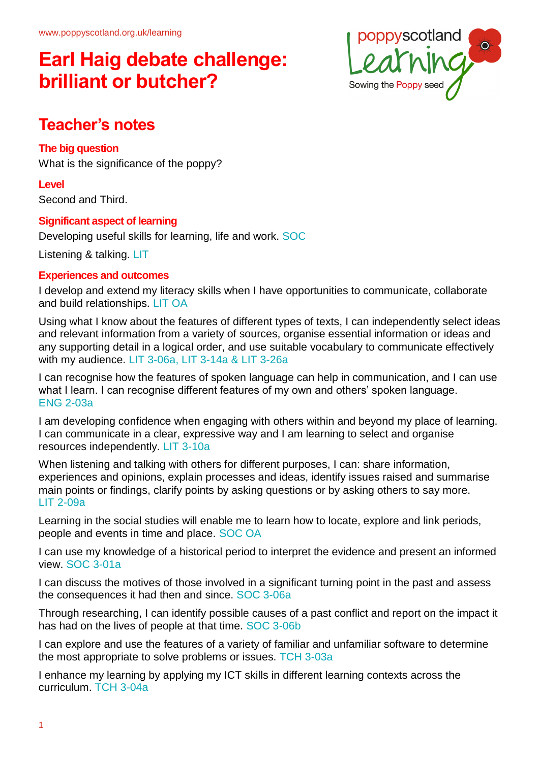www.poppyscotland.org.uk/learning

# Earl Haig debate challenge: brilliant or butcher?

## Teacher's notes

### The big question

What is the significance of the poppy?

### Level

Second and Third.

### Significant aspect of learning

Developing useful skills for learning, life and work. SOC

Listening & talking. LIT

### Experiences and outcomes

I develop and extend my literacy skills when I have opportunities to communicate, collaborate and build relationships. LIT OA

Using what I know about the features of different types of texts, I can independently select ideas and relevant information from a variety of sources, organise essential information or ideas and any supporting detail in a logical order, and use suitable vocabulary to communicate effectively with my audience. LIT 3-06a, LIT 3-14a & LIT 3-26a

I can recognise how the features of spoken language can help in communication, and I can use what I learn. I can recognise different features of my own and others' spoken language. ENG 2-03a

I am developing confidence when engaging with others within and beyond my place of learning. I can communicate in a clear, expressive way and I am learning to select and organise resources independently. LIT 3-10a

When listening and talking with others for different purposes, I can: share information, experiences and opinions, explain processes and ideas, identify issues raised and summarise main points or findings, clarify points by asking questions or by asking others to say more. LIT 2-09a

Learning in the social studies will enable me to learn how to locate, explore and link periods, people and events in time and place. SOC OA

I can use my knowledge of a historical period to interpret the evidence and present an informed view. SOC 3-01a

I can discuss the motives of those involved in a significant turning point in the past and assess the consequences it had then and since. SOC 3-06a

Through researching, I can identify possible causes of a past conflict and report on the impact it has had on the lives of people at that time. SOC 3-06b

I can explore and use the features of a variety of familiar and unfamiliar software to determine the most appropriate to solve problems or issues. TCH 3-03a

I enhance my learning by applying my ICT skills in different learning contexts across the curriculum. TCH 3-04a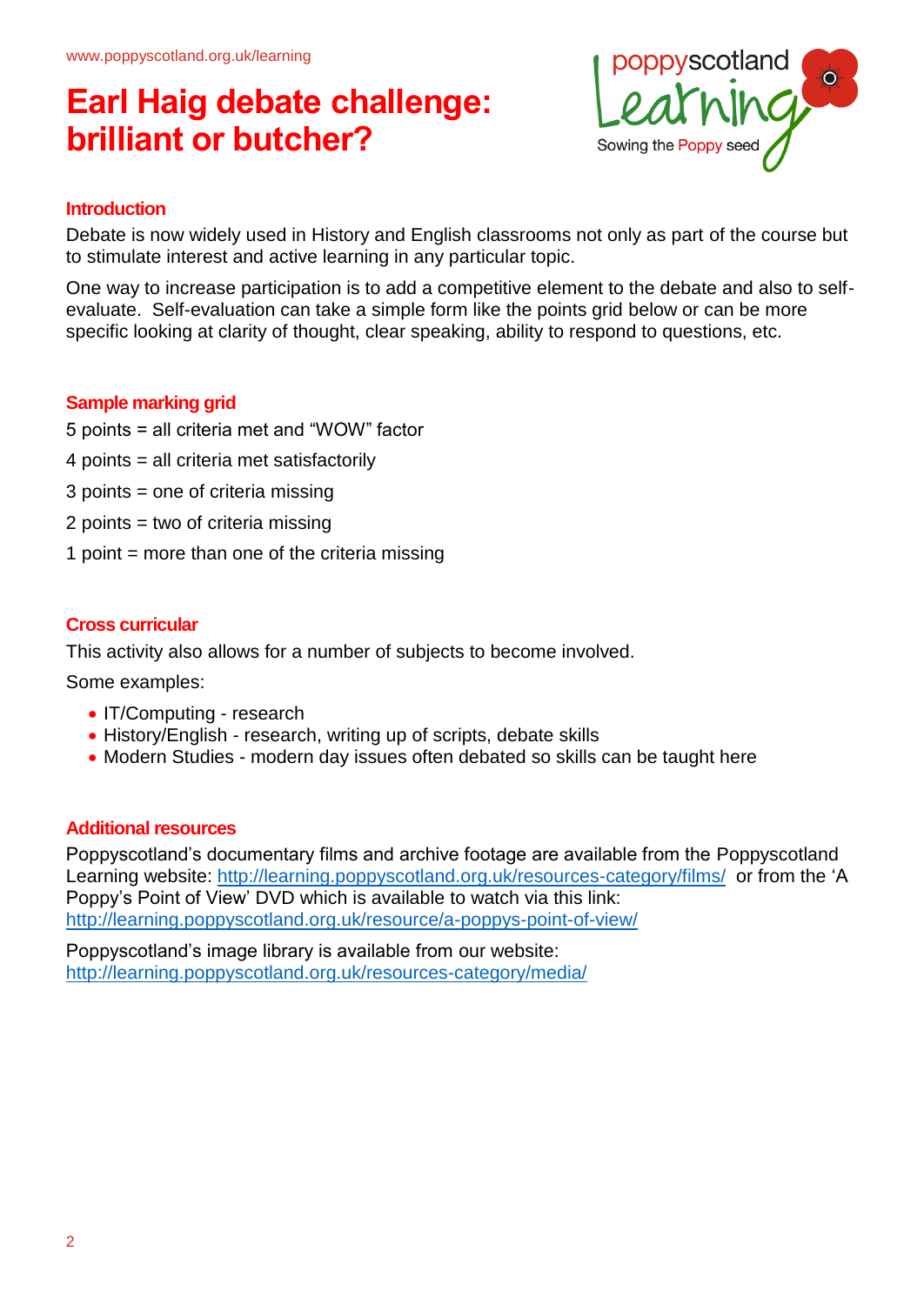# Earl Haig debate challenge: brilliant or butcher?

## Introduction

Debate is now widely used in History and English classrooms not only as part of the course but to stimulate interest and active learning in any particular topic.

One way to increase participation is to add a competitive element to the debate and also to self-evaluate. Self-evaluation can take a simple form like the points grid below or can be more specific looking at clarity of thought, clear speaking, ability to respond to questions, etc.

## Sample marking grid

5 points = all criteria met and "WOW" factor

4 points = all criteria met satisfactorily

3 points = one of criteria missing

2 points = two of criteria missing

1 point = more than one of the criteria missing

## Cross curricular

This activity also allows for a number of subjects to become involved.

Some examples:

- IT/Computing - research
- History/English - research, writing up of scripts, debate skills
- Modern Studies - modern day issues often debated so skills can be taught here

## Additional resources

Poppyscotland's documentary films and archive footage are available from the Poppyscotland Learning website: http://learning.poppyscotland.org.uk/resources-category/films/ or from the 'A Poppy's Point of View' DVD which is available to watch via this link: http://learning.poppyscotland.org.uk/resource/a-poppys-point-of-view/

Poppyscotland's image library is available from our website: http://learning.poppyscotland.org.uk/resources-category/media/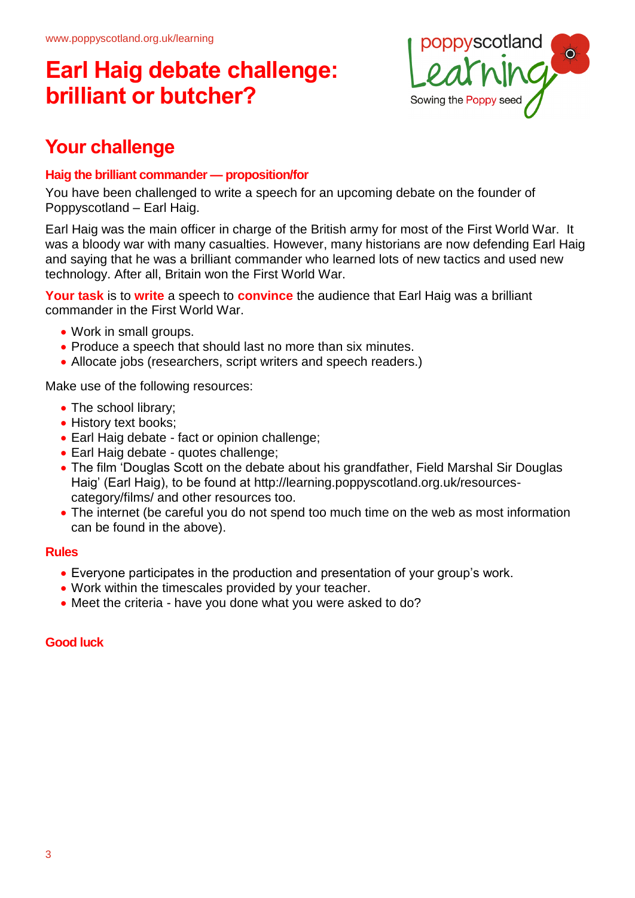# Earl Haig debate challenge: brilliant or butcher?

## Your challenge

### Haig the brilliant commander — proposition/for

You have been challenged to write a speech for an upcoming debate on the founder of Poppyscotland – Earl Haig.

Earl Haig was the main officer in charge of the British army for most of the First World War. It was a bloody war with many casualties. However, many historians are now defending Earl Haig and saying that he was a brilliant commander who learned lots of new tactics and used new technology. After all, Britain won the First World War.

**Your task** is to **write** a speech to **convince** the audience that Earl Haig was a brilliant commander in the First World War.

- Work in small groups.
- Produce a speech that should last no more than six minutes.
- Allocate jobs (researchers, script writers and speech readers.)

Make use of the following resources:

- The school library;
- History text books;
- Earl Haig debate - fact or opinion challenge;
- Earl Haig debate - quotes challenge;
- The film 'Douglas Scott on the debate about his grandfather, Field Marshal Sir Douglas Haig' (Earl Haig), to be found at http://learning.poppyscotland.org.uk/resources-category/films/ and other resources too.
- The internet (be careful you do not spend too much time on the web as most information can be found in the above).

### Rules

- Everyone participates in the production and presentation of your group's work.
- Work within the timescales provided by your teacher.
- Meet the criteria - have you done what you were asked to do?

**Good luck**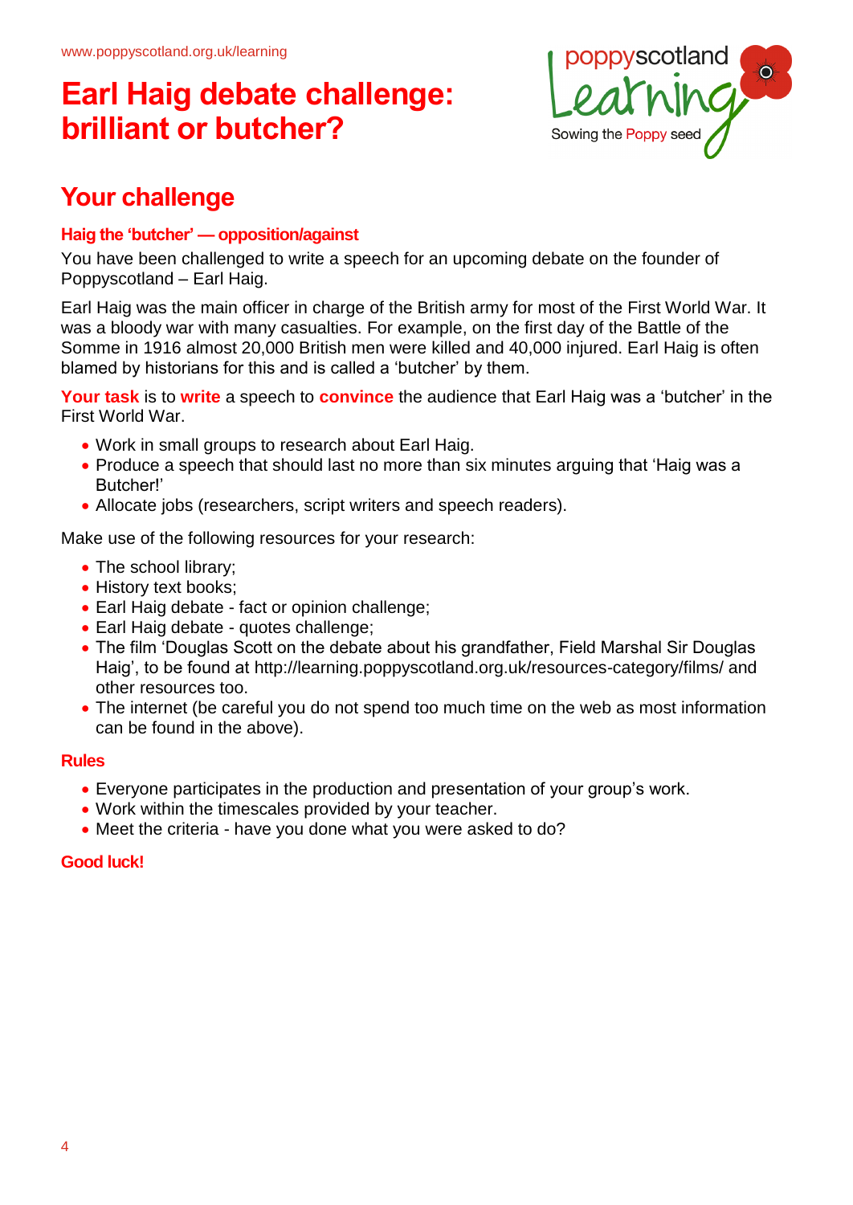# Earl Haig debate challenge: brilliant or butcher?

## Your challenge

### Haig the 'butcher' — opposition/against

You have been challenged to write a speech for an upcoming debate on the founder of Poppyscotland – Earl Haig.

Earl Haig was the main officer in charge of the British army for most of the First World War. It was a bloody war with many casualties. For example, on the first day of the Battle of the Somme in 1916 almost 20,000 British men were killed and 40,000 injured. Earl Haig is often blamed by historians for this and is called a 'butcher' by them.

**Your task** is to **write** a speech to **convince** the audience that Earl Haig was a 'butcher' in the First World War.

- Work in small groups to research about Earl Haig.
- Produce a speech that should last no more than six minutes arguing that 'Haig was a Butcher!'
- Allocate jobs (researchers, script writers and speech readers).

Make use of the following resources for your research:

- The school library;
- History text books;
- Earl Haig debate - fact or opinion challenge;
- Earl Haig debate - quotes challenge;
- The film 'Douglas Scott on the debate about his grandfather, Field Marshal Sir Douglas Haig', to be found at http://learning.poppyscotland.org.uk/resources-category/films/ and other resources too.
- The internet (be careful you do not spend too much time on the web as most information can be found in the above).

### Rules

- Everyone participates in the production and presentation of your group's work.
- Work within the timescales provided by your teacher.
- Meet the criteria - have you done what you were asked to do?

**Good luck!**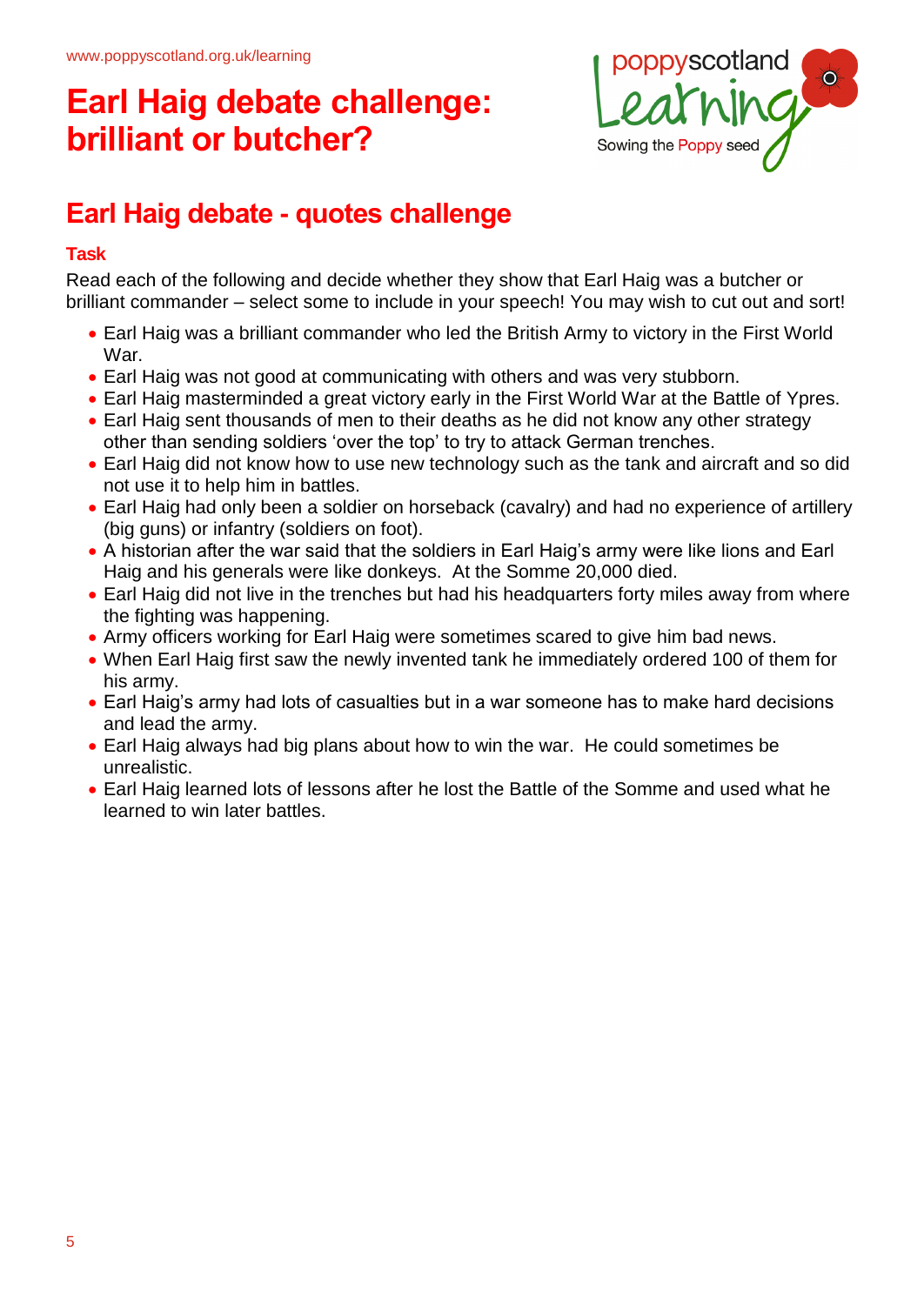# Earl Haig debate challenge: brilliant or butcher?

## Earl Haig debate - quotes challenge

### Task

Read each of the following and decide whether they show that Earl Haig was a butcher or brilliant commander – select some to include in your speech! You may wish to cut out and sort!

- Earl Haig was a brilliant commander who led the British Army to victory in the First World War.
- Earl Haig was not good at communicating with others and was very stubborn.
- Earl Haig masterminded a great victory early in the First World War at the Battle of Ypres.
- Earl Haig sent thousands of men to their deaths as he did not know any other strategy other than sending soldiers 'over the top' to try to attack German trenches.
- Earl Haig did not know how to use new technology such as the tank and aircraft and so did not use it to help him in battles.
- Earl Haig had only been a soldier on horseback (cavalry) and had no experience of artillery (big guns) or infantry (soldiers on foot).
- A historian after the war said that the soldiers in Earl Haig's army were like lions and Earl Haig and his generals were like donkeys. At the Somme 20,000 died.
- Earl Haig did not live in the trenches but had his headquarters forty miles away from where the fighting was happening.
- Army officers working for Earl Haig were sometimes scared to give him bad news.
- When Earl Haig first saw the newly invented tank he immediately ordered 100 of them for his army.
- Earl Haig's army had lots of casualties but in a war someone has to make hard decisions and lead the army.
- Earl Haig always had big plans about how to win the war. He could sometimes be unrealistic.
- Earl Haig learned lots of lessons after he lost the Battle of the Somme and used what he learned to win later battles.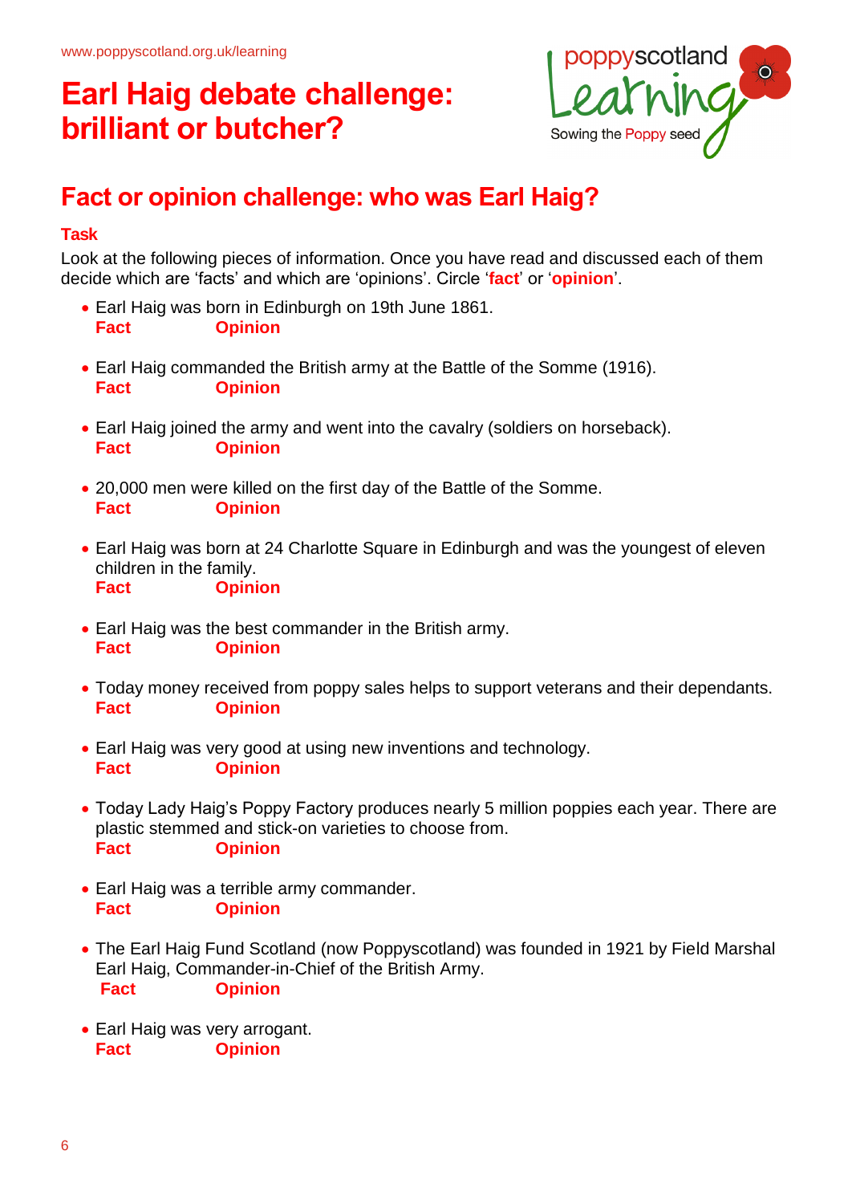www.poppyscotland.org.uk/learning

# Earl Haig debate challenge: brilliant or butcher?

poppyscotland Learning
Sowing the Poppy seed

## Fact or opinion challenge: who was Earl Haig?

### Task

Look at the following pieces of information. Once you have read and discussed each of them decide which are 'facts' and which are 'opinions'. Circle '**fact**' or '**opinion**'.

- Earl Haig was born in Edinburgh on 19th June 1861.
  **Fact** **Opinion**

- Earl Haig commanded the British army at the Battle of the Somme (1916).
  **Fact** **Opinion**

- Earl Haig joined the army and went into the cavalry (soldiers on horseback).
  **Fact** **Opinion**

- 20,000 men were killed on the first day of the Battle of the Somme.
  **Fact** **Opinion**

- Earl Haig was born at 24 Charlotte Square in Edinburgh and was the youngest of eleven children in the family.
  **Fact** **Opinion**

- Earl Haig was the best commander in the British army.
  **Fact** **Opinion**

- Today money received from poppy sales helps to support veterans and their dependants.
  **Fact** **Opinion**

- Earl Haig was very good at using new inventions and technology.
  **Fact** **Opinion**

- Today Lady Haig's Poppy Factory produces nearly 5 million poppies each year. There are plastic stemmed and stick-on varieties to choose from.
  **Fact** **Opinion**

- Earl Haig was a terrible army commander.
  **Fact** **Opinion**

- The Earl Haig Fund Scotland (now Poppyscotland) was founded in 1921 by Field Marshal Earl Haig, Commander-in-Chief of the British Army.
  **Fact** **Opinion**

- Earl Haig was very arrogant.
  **Fact** **Opinion**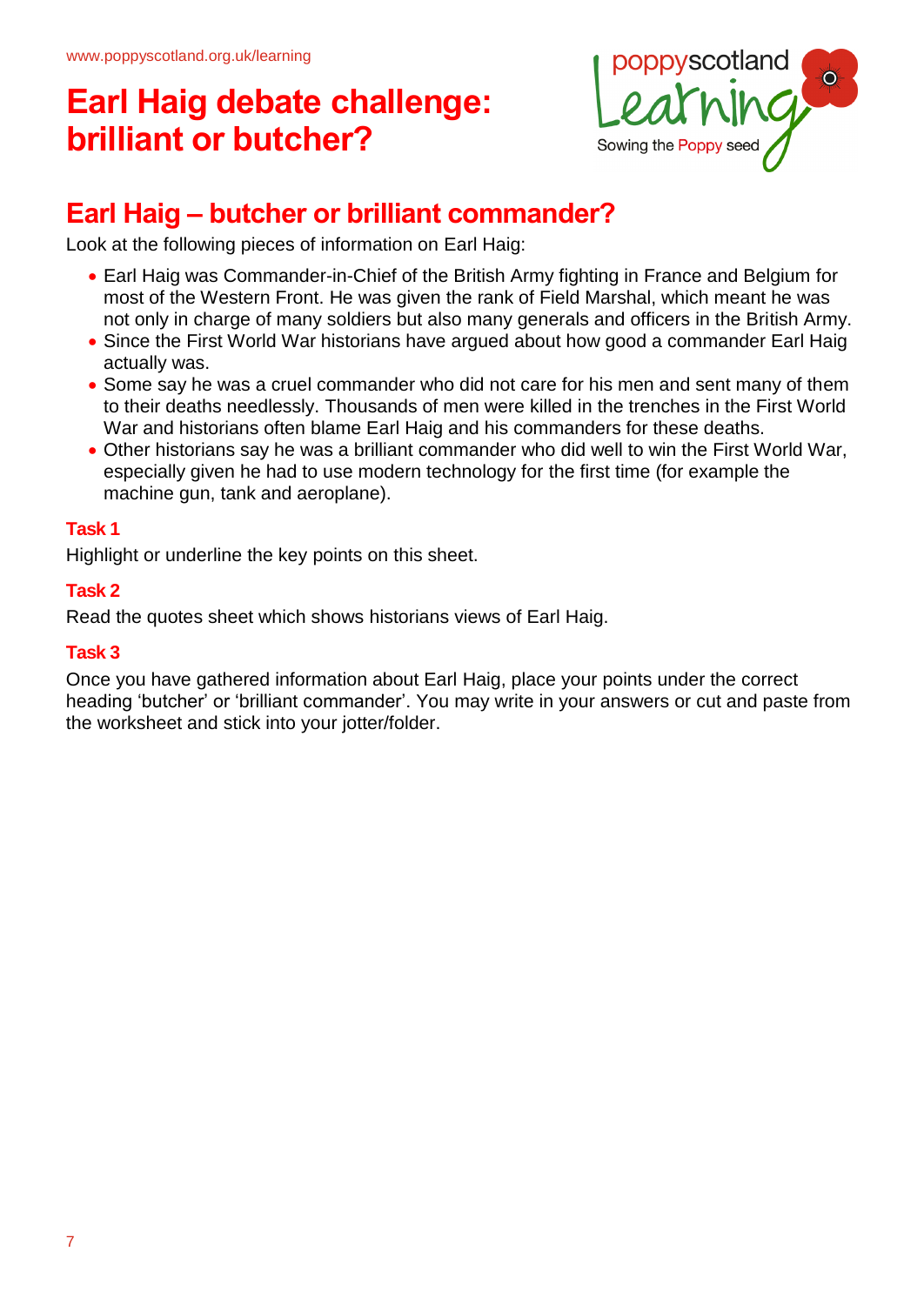# Earl Haig debate challenge: brilliant or butcher?

## Earl Haig – butcher or brilliant commander?

Look at the following pieces of information on Earl Haig:

- Earl Haig was Commander-in-Chief of the British Army fighting in France and Belgium for most of the Western Front. He was given the rank of Field Marshal, which meant he was not only in charge of many soldiers but also many generals and officers in the British Army.
- Since the First World War historians have argued about how good a commander Earl Haig actually was.
- Some say he was a cruel commander who did not care for his men and sent many of them to their deaths needlessly. Thousands of men were killed in the trenches in the First World War and historians often blame Earl Haig and his commanders for these deaths.
- Other historians say he was a brilliant commander who did well to win the First World War, especially given he had to use modern technology for the first time (for example the machine gun, tank and aeroplane).

### Task 1

Highlight or underline the key points on this sheet.

### Task 2

Read the quotes sheet which shows historians views of Earl Haig.

### Task 3

Once you have gathered information about Earl Haig, place your points under the correct heading 'butcher' or 'brilliant commander'. You may write in your answers or cut and paste from the worksheet and stick into your jotter/folder.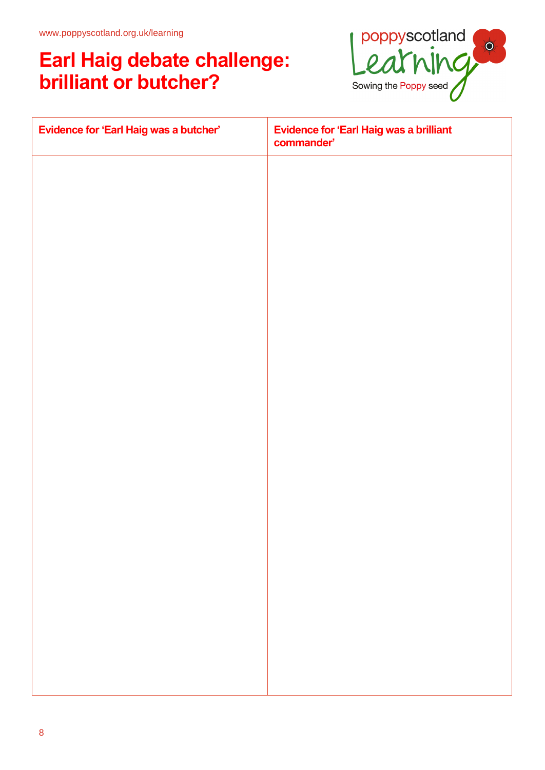# Earl Haig debate challenge: brilliant or butcher?

| Evidence for 'Earl Haig was a butcher' | Evidence for 'Earl Haig was a brilliant commander' |
| --- | --- |
| | |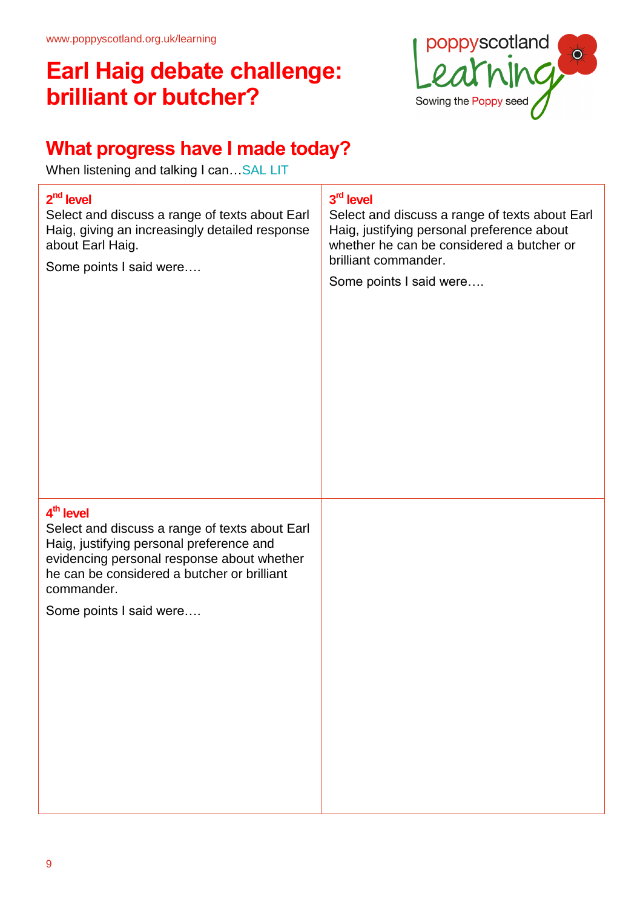www.poppyscotland.org.uk/learning

# Earl Haig debate challenge: brilliant or butcher?

poppyscotland Learning
Sowing the Poppy seed

## What progress have I made today?

When listening and talking I can…SAL LIT

| **2nd level**<br>Select and discuss a range of texts about Earl Haig, giving an increasingly detailed response about Earl Haig.<br>Some points I said were…. | **3rd level**<br>Select and discuss a range of texts about Earl Haig, justifying personal preference about whether he can be considered a butcher or brilliant commander.<br>Some points I said were…. |
|---|---|
| **4th level**<br>Select and discuss a range of texts about Earl Haig, justifying personal preference and evidencing personal response about whether he can be considered a butcher or brilliant commander.<br>Some points I said were…. | |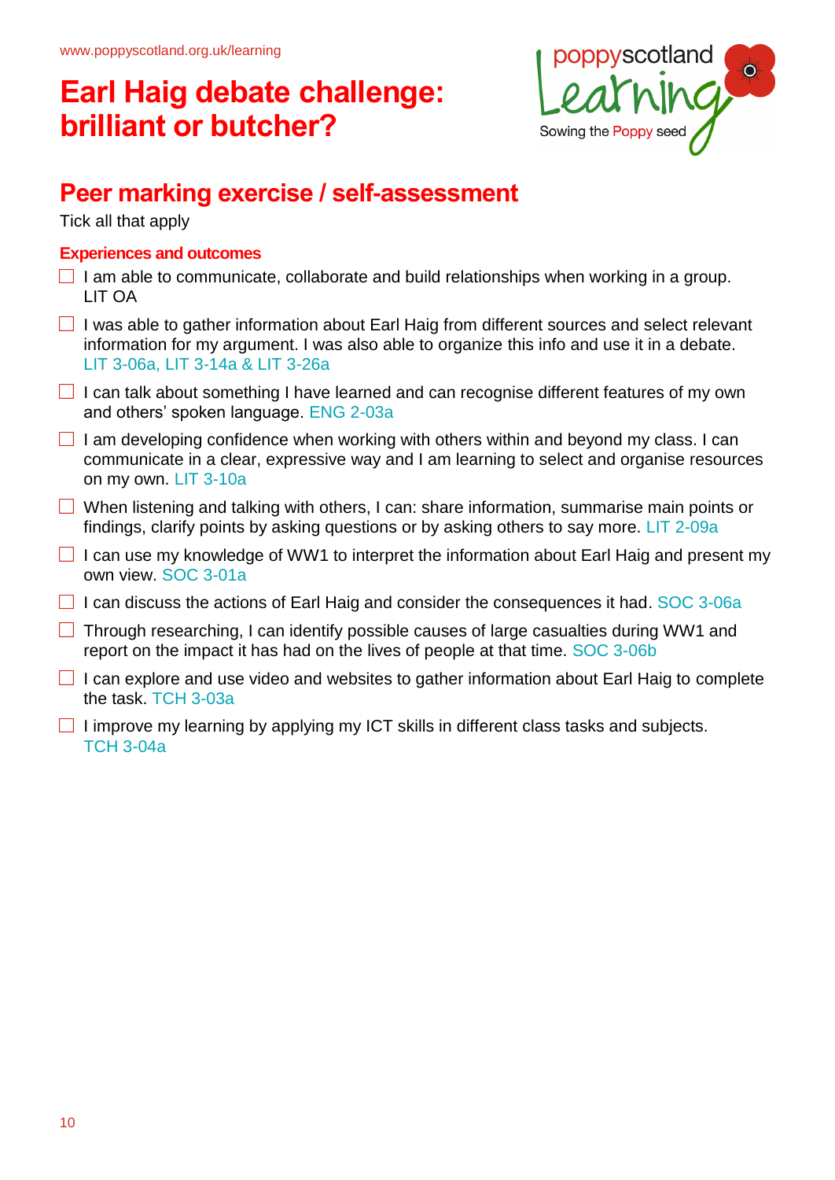www.poppyscotland.org.uk/learning

# Earl Haig debate challenge: brilliant or butcher?

poppyscotland Learning
Sowing the Poppy seed

## Peer marking exercise / self-assessment

Tick all that apply

### Experiences and outcomes

- ☐ I am able to communicate, collaborate and build relationships when working in a group. LIT OA
- ☐ I was able to gather information about Earl Haig from different sources and select relevant information for my argument. I was also able to organize this info and use it in a debate. LIT 3-06a, LIT 3-14a & LIT 3-26a
- ☐ I can talk about something I have learned and can recognise different features of my own and others' spoken language. ENG 2-03a
- ☐ I am developing confidence when working with others within and beyond my class. I can communicate in a clear, expressive way and I am learning to select and organise resources on my own. LIT 3-10a
- ☐ When listening and talking with others, I can: share information, summarise main points or findings, clarify points by asking questions or by asking others to say more. LIT 2-09a
- ☐ I can use my knowledge of WW1 to interpret the information about Earl Haig and present my own view. SOC 3-01a
- ☐ I can discuss the actions of Earl Haig and consider the consequences it had. SOC 3-06a
- ☐ Through researching, I can identify possible causes of large casualties during WW1 and report on the impact it has had on the lives of people at that time. SOC 3-06b
- ☐ I can explore and use video and websites to gather information about Earl Haig to complete the task. TCH 3-03a
- ☐ I improve my learning by applying my ICT skills in different class tasks and subjects. TCH 3-04a